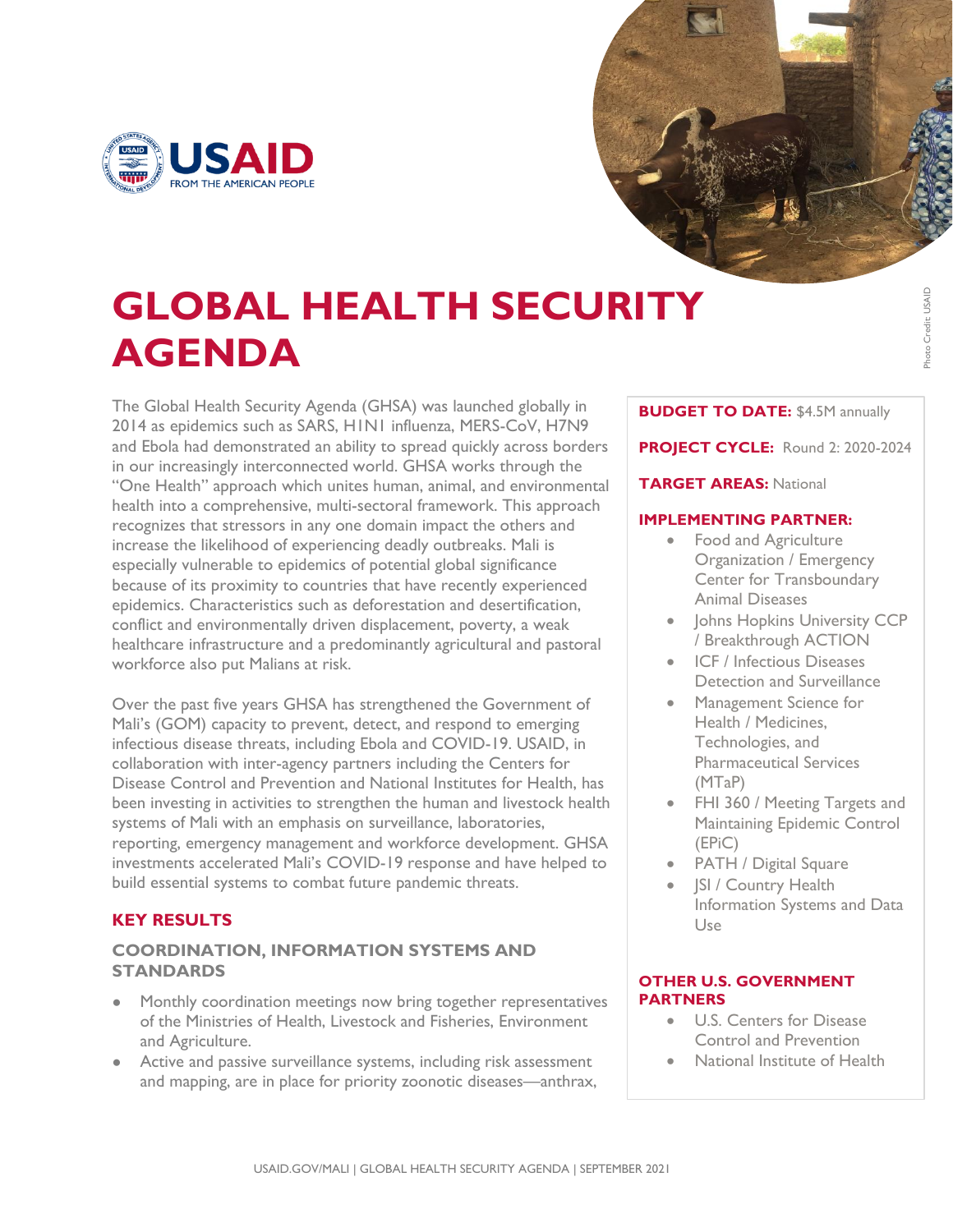# GLOBAL HEALTH SECURITY AGENDA

The Global Health Security Agenda (GHSA) was launched globally in 2014 as epidemics such as SARS, H1N1 influenza, MERS-CoV, H7N9 and Ebola had demonstrated an ability to spread quickly across borders in our increasingly interconnected world. GHSA works through the "One Health" approach which unites human, animal, and environmental health into a comprehensive, multi-sectoral framework. This approach recognizes that stressors in any one domain impact the others and increase the likelihood of experiencing deadly outbreaks. Mali is especially vulnerable to epidemics of potential global significance because of its proximity to countries that have recently experienced epidemics. Characteristics such as deforestation and desertification, conflict and environmentally driven displacement, poverty, a weak healthcare infrastructure and a predominantly agricultural and pastoral workforce also put Malians at risk.

Over the past five years GHSA has strengthened the Government of Mali's (GOM) capacity to prevent, detect, and respond to emerging infectious disease threats, including Ebola and COVID-19. USAID, in collaboration with inter-agency partners including the Centers for Disease Control and Prevention and National Institutes for Health, has been investing in activities to strengthen the human and livestock health systems of Mali with an emphasis on surveillance, laboratories, reporting, emergency management and workforce development. GHSA investments accelerated Mali's COVID-19 response and have helped to build essential systems to combat future pandemic threats.

**BUDGET TO DATE:** $4.5M annually

**PROJECT CYCLE:** Round 2: 2020-2024

**TARGET AREAS:** National

**IMPLEMENTING PARTNER:**

- Food and Agriculture Organization / Emergency Center for Transboundary Animal Diseases
- Johns Hopkins University CCP / Breakthrough ACTION
- ICF / Infectious Diseases Detection and Surveillance
- Management Science for Health / Medicines, Technologies, and Pharmaceutical Services (MTaP)
- FHI 360 / Meeting Targets and Maintaining Epidemic Control (EPiC)
- PATH / Digital Square
- JSI / Country Health Information Systems and Data Use

**OTHER U.S. GOVERNMENT PARTNERS**

- U.S. Centers for Disease Control and Prevention
- National Institute of Health

## KEY RESULTS

### COORDINATION, INFORMATION SYSTEMS AND STANDARDS

- Monthly coordination meetings now bring together representatives of the Ministries of Health, Livestock and Fisheries, Environment and Agriculture.
- Active and passive surveillance systems, including risk assessment and mapping, are in place for priority zoonotic diseases—anthrax,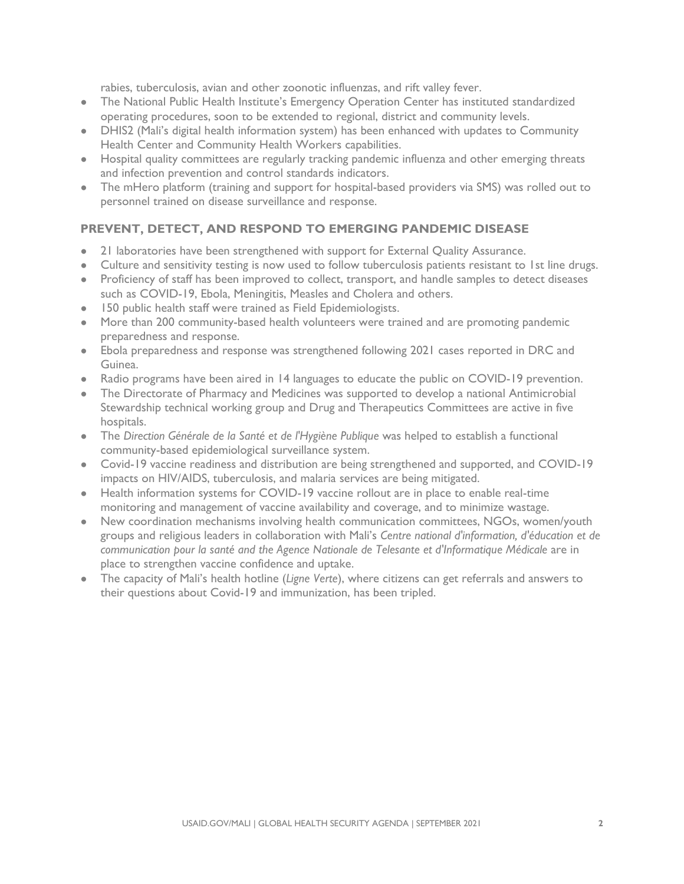rabies, tuberculosis, avian and other zoonotic influenzas, and rift valley fever.

- The National Public Health Institute's Emergency Operation Center has instituted standardized operating procedures, soon to be extended to regional, district and community levels.
- DHIS2 (Mali's digital health information system) has been enhanced with updates to Community Health Center and Community Health Workers capabilities.
- Hospital quality committees are regularly tracking pandemic influenza and other emerging threats and infection prevention and control standards indicators.
- The mHero platform (training and support for hospital-based providers via SMS) was rolled out to personnel trained on disease surveillance and response.

## PREVENT, DETECT, AND RESPOND TO EMERGING PANDEMIC DISEASE

- 21 laboratories have been strengthened with support for External Quality Assurance.
- Culture and sensitivity testing is now used to follow tuberculosis patients resistant to 1st line drugs.
- Proficiency of staff has been improved to collect, transport, and handle samples to detect diseases such as COVID-19, Ebola, Meningitis, Measles and Cholera and others.
- 150 public health staff were trained as Field Epidemiologists.
- More than 200 community-based health volunteers were trained and are promoting pandemic preparedness and response.
- Ebola preparedness and response was strengthened following 2021 cases reported in DRC and Guinea.
- Radio programs have been aired in 14 languages to educate the public on COVID-19 prevention.
- The Directorate of Pharmacy and Medicines was supported to develop a national Antimicrobial Stewardship technical working group and Drug and Therapeutics Committees are active in five hospitals.
- The *Direction Générale de la Santé et de l'Hygiène Publique* was helped to establish a functional community-based epidemiological surveillance system.
- Covid-19 vaccine readiness and distribution are being strengthened and supported, and COVID-19 impacts on HIV/AIDS, tuberculosis, and malaria services are being mitigated.
- Health information systems for COVID-19 vaccine rollout are in place to enable real-time monitoring and management of vaccine availability and coverage, and to minimize wastage.
- New coordination mechanisms involving health communication committees, NGOs, women/youth groups and religious leaders in collaboration with Mali's *Centre national d'information, d'éducation et de communication pour la santé and the Agence Nationale de Telesante et d'Informatique Médicale* are in place to strengthen vaccine confidence and uptake.
- The capacity of Mali's health hotline (*Ligne Verte*), where citizens can get referrals and answers to their questions about Covid-19 and immunization, has been tripled.